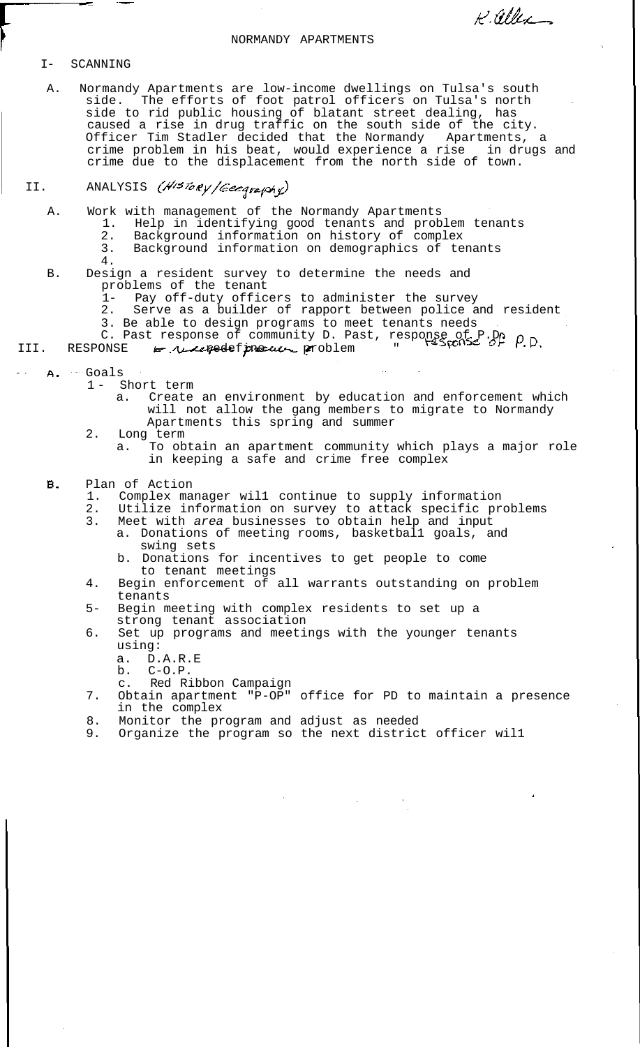K. Allen

# NORMANDY APARTMENTS

## I- SCANNING

A. Normandy Apartments are low-income dwellings on Tulsa's south side. The efforts of foot patrol officers on Tulsa's north side to rid public housing of blatant street dealing, has caused a rise in drug traffic on the south side of the city. Officer Tim Stadler decided that the Normandy Apartments, a crime problem in his beat, would experience a rise in drugs and crime due to the displacement from the north side of town.

## II. ANALYSIS (HISTORY/Geography)

A. Work with management of the Normandy Apartments
   1. Help in identifying good tenants and problem tenants
   2. Background information on history of complex
   3. Background information on demographics of tenants
   4.

B. Design a resident survey to determine the needs and problems of the tenant
   1- Pay off-duty officers to administer the survey
   2. Serve as a builder of rapport between police and resident
   3. Be able to design programs to meet tenants needs

C. Past response of community D. Past, response of P.D. " response of P.D.

## III. RESPONSE ← needed proven problem

A. Goals
   1 - Short term
      a. Create an environment by education and enforcement which will not allow the gang members to migrate to Normandy Apartments this spring and summer
   2. Long term
      a. To obtain an apartment community which plays a major role in keeping a safe and crime free complex

B. Plan of Action
   1. Complex manager wil1 continue to supply information
   2. Utilize information on survey to attack specific problems
   3. Meet with *area* businesses to obtain help and input
      a. Donations of meeting rooms, basketbal1 goals, and swing sets
      b. Donations for incentives to get people to come to tenant meetings
   4. Begin enforcement of all warrants outstanding on problem tenants
   5- Begin meeting with complex residents to set up a strong tenant association
   6. Set up programs and meetings with the younger tenants using:
      a. D.A.R.E
      b. C-O.P.
      c. Red Ribbon Campaign
   7. Obtain apartment "P-OP" office for PD to maintain a presence in the complex
   8. Monitor the program and adjust as needed
   9. Organize the program so the next district officer wil1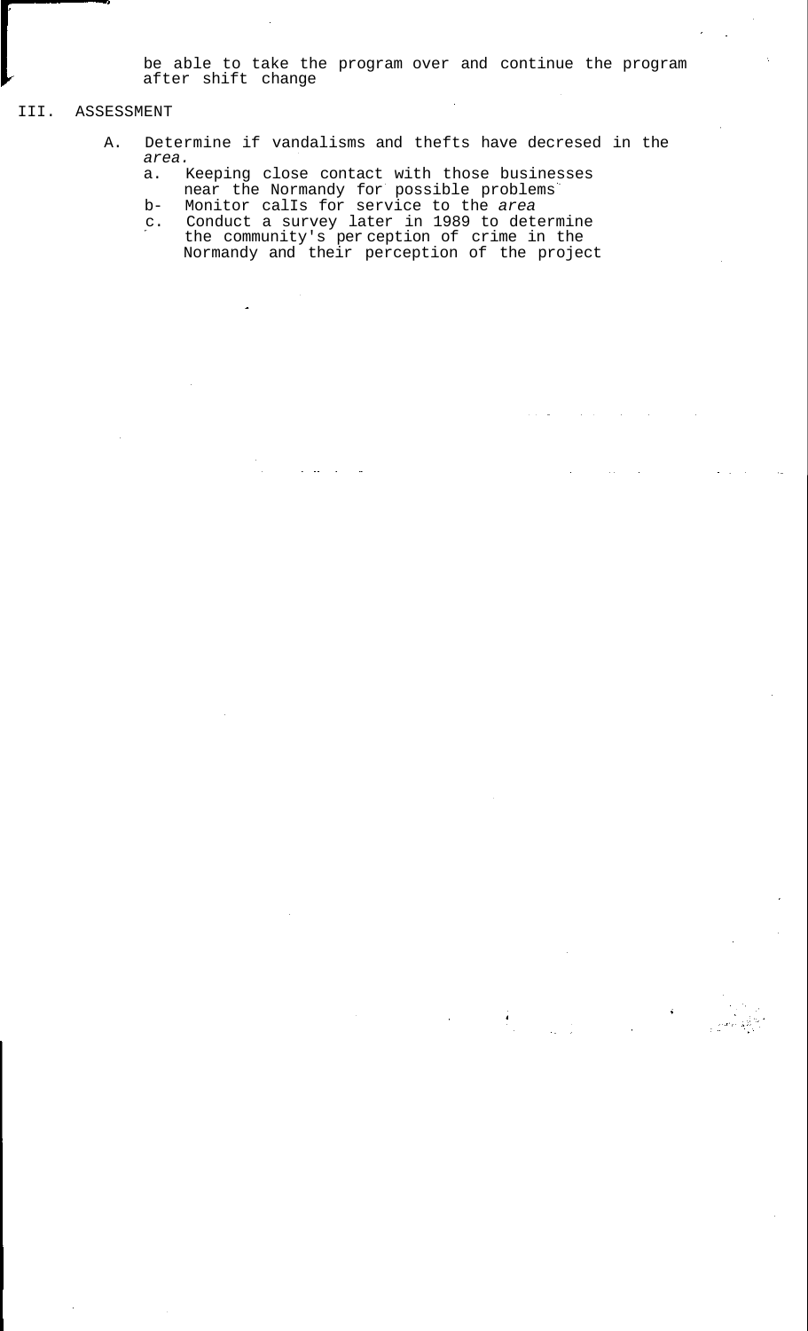be able to take the program over and continue the program after shift change

III. ASSESSMENT

A. Determine if vandalisms and thefts have decresed in the *area*.
   a. Keeping close contact with those businesses near the Normandy for possible problems
   b- Monitor calIs for service to the *area*
   c. Conduct a survey later in 1989 to determine the community's per ception of crime in the Normandy and their perception of the project